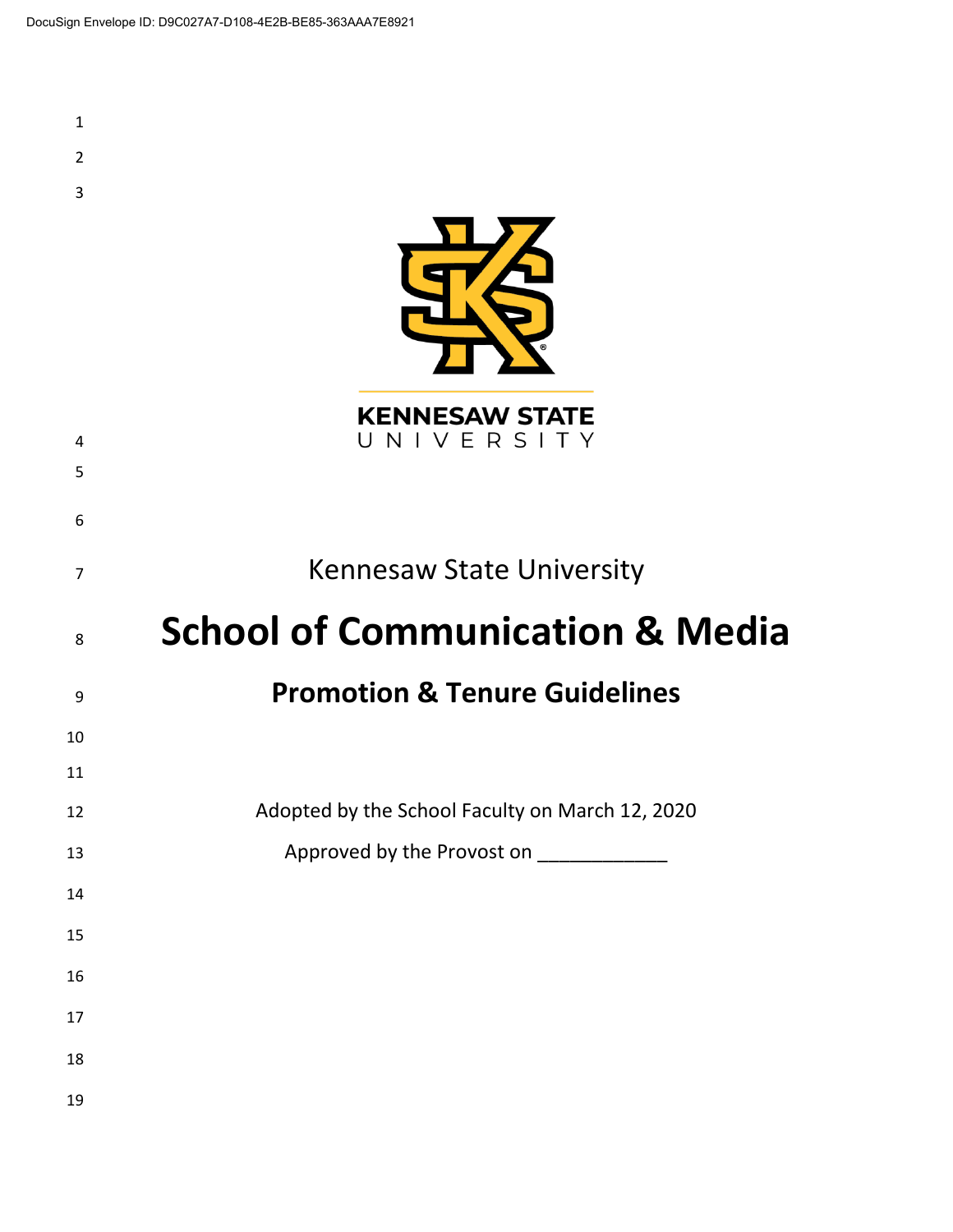KENNESAW STATE UNIVERSITY

Kennesaw State University

# School of Communication & Media

## Promotion & Tenure Guidelines

Adopted by the School Faculty on March 12, 2020

Approved by the Provost on ____________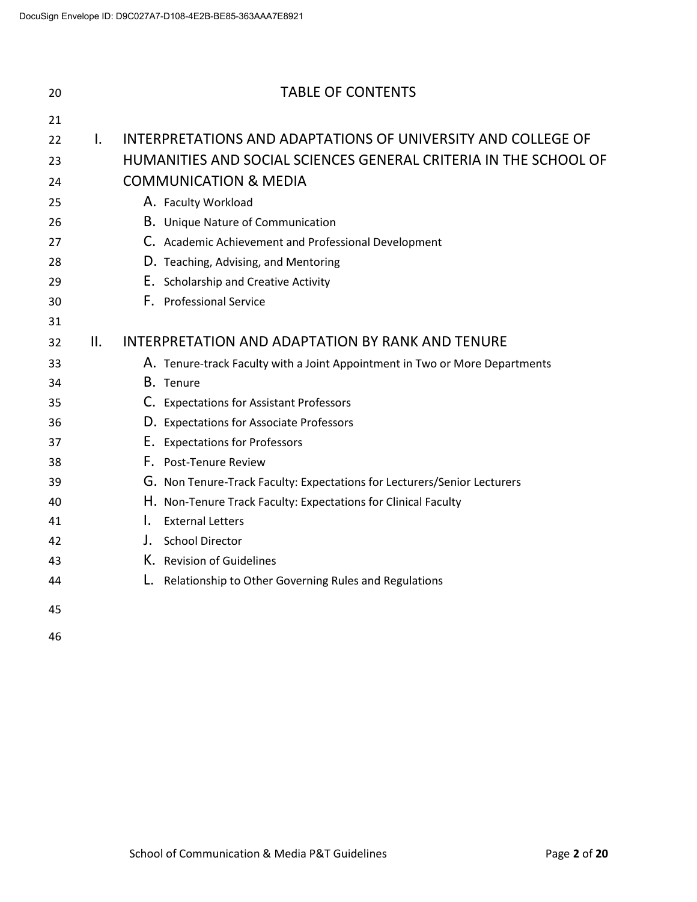# TABLE OF CONTENTS

I. INTERPRETATIONS AND ADAPTATIONS OF UNIVERSITY AND COLLEGE OF HUMANITIES AND SOCIAL SCIENCES GENERAL CRITERIA IN THE SCHOOL OF COMMUNICATION & MEDIA

- A. Faculty Workload
- B. Unique Nature of Communication
- C. Academic Achievement and Professional Development
- D. Teaching, Advising, and Mentoring
- E. Scholarship and Creative Activity
- F. Professional Service

II. INTERPRETATION AND ADAPTATION BY RANK AND TENURE

- A. Tenure-track Faculty with a Joint Appointment in Two or More Departments
- B. Tenure
- C. Expectations for Assistant Professors
- D. Expectations for Associate Professors
- E. Expectations for Professors
- F. Post-Tenure Review
- G. Non Tenure-Track Faculty: Expectations for Lecturers/Senior Lecturers
- H. Non-Tenure Track Faculty: Expectations for Clinical Faculty
- I. External Letters
- J. School Director
- K. Revision of Guidelines
- L. Relationship to Other Governing Rules and Regulations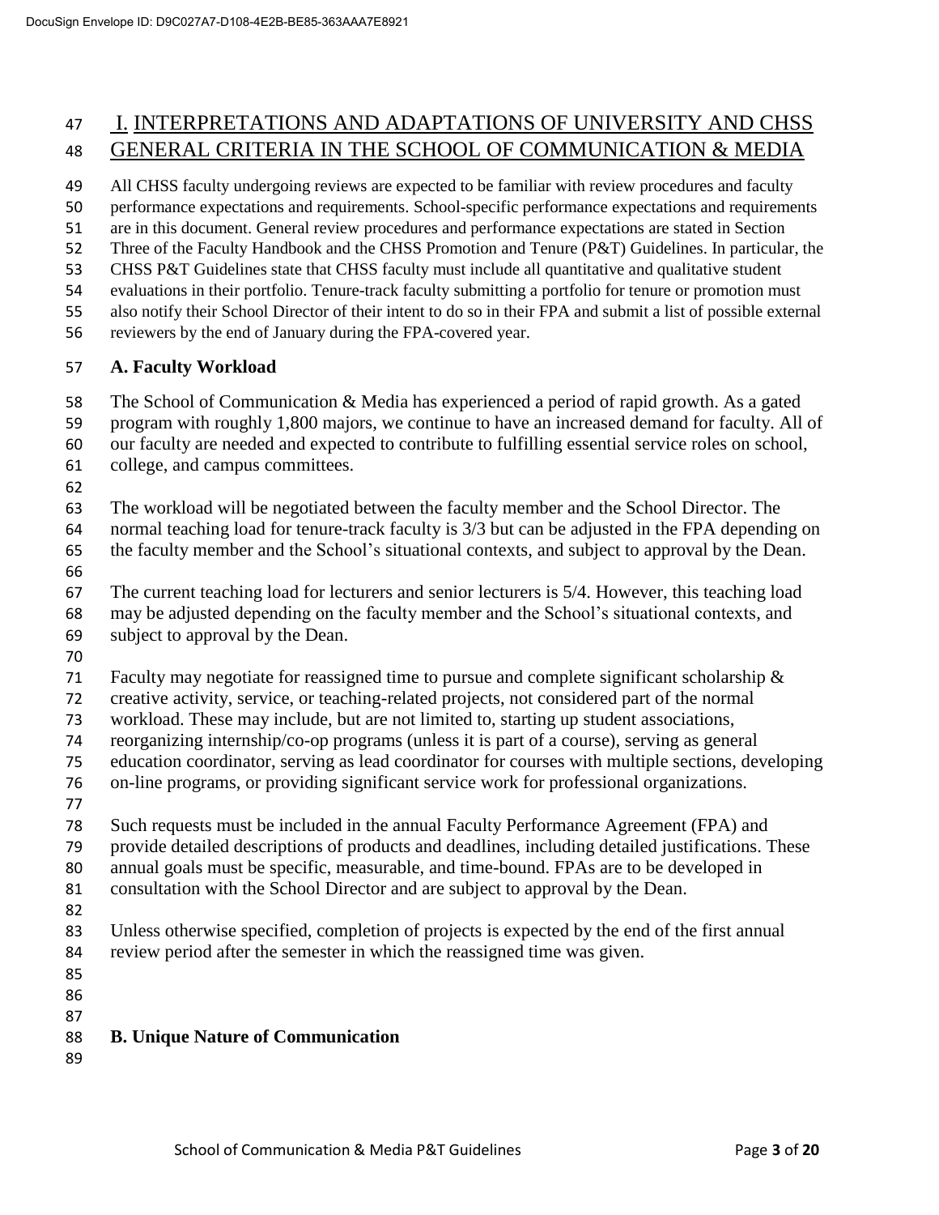## I. INTERPRETATIONS AND ADAPTATIONS OF UNIVERSITY AND CHSS GENERAL CRITERIA IN THE SCHOOL OF COMMUNICATION & MEDIA

All CHSS faculty undergoing reviews are expected to be familiar with review procedures and faculty performance expectations and requirements. School-specific performance expectations and requirements are in this document. General review procedures and performance expectations are stated in Section Three of the Faculty Handbook and the CHSS Promotion and Tenure (P&T) Guidelines. In particular, the CHSS P&T Guidelines state that CHSS faculty must include all quantitative and qualitative student evaluations in their portfolio. Tenure-track faculty submitting a portfolio for tenure or promotion must also notify their School Director of their intent to do so in their FPA and submit a list of possible external reviewers by the end of January during the FPA-covered year.

### A. Faculty Workload

The School of Communication & Media has experienced a period of rapid growth. As a gated program with roughly 1,800 majors, we continue to have an increased demand for faculty. All of our faculty are needed and expected to contribute to fulfilling essential service roles on school, college, and campus committees.

The workload will be negotiated between the faculty member and the School Director. The normal teaching load for tenure-track faculty is 3/3 but can be adjusted in the FPA depending on the faculty member and the School's situational contexts, and subject to approval by the Dean.

The current teaching load for lecturers and senior lecturers is 5/4. However, this teaching load may be adjusted depending on the faculty member and the School's situational contexts, and subject to approval by the Dean.

Faculty may negotiate for reassigned time to pursue and complete significant scholarship & creative activity, service, or teaching-related projects, not considered part of the normal workload. These may include, but are not limited to, starting up student associations, reorganizing internship/co-op programs (unless it is part of a course), serving as general education coordinator, serving as lead coordinator for courses with multiple sections, developing on-line programs, or providing significant service work for professional organizations.

Such requests must be included in the annual Faculty Performance Agreement (FPA) and provide detailed descriptions of products and deadlines, including detailed justifications. These annual goals must be specific, measurable, and time-bound. FPAs are to be developed in consultation with the School Director and are subject to approval by the Dean.

Unless otherwise specified, completion of projects is expected by the end of the first annual review period after the semester in which the reassigned time was given.

### B. Unique Nature of Communication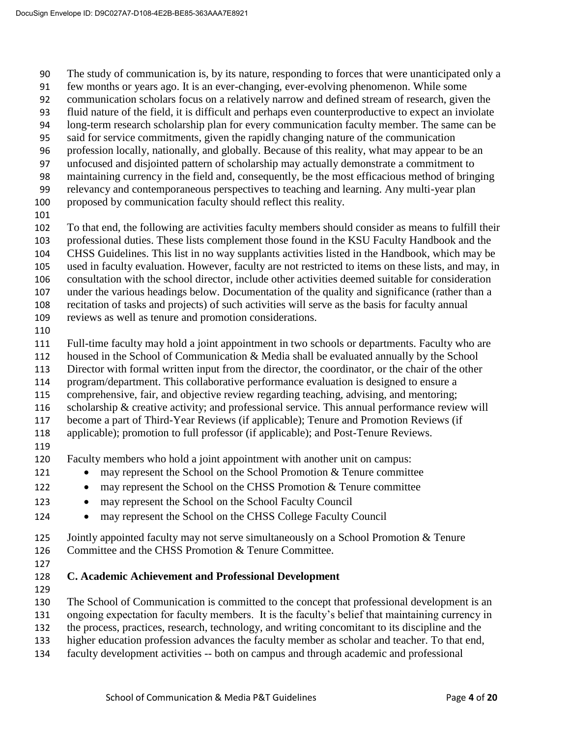The study of communication is, by its nature, responding to forces that were unanticipated only a few months or years ago. It is an ever-changing, ever-evolving phenomenon. While some communication scholars focus on a relatively narrow and defined stream of research, given the fluid nature of the field, it is difficult and perhaps even counterproductive to expect an inviolate long-term research scholarship plan for every communication faculty member. The same can be said for service commitments, given the rapidly changing nature of the communication profession locally, nationally, and globally. Because of this reality, what may appear to be an unfocused and disjointed pattern of scholarship may actually demonstrate a commitment to maintaining currency in the field and, consequently, be the most efficacious method of bringing relevancy and contemporaneous perspectives to teaching and learning. Any multi-year plan proposed by communication faculty should reflect this reality.

To that end, the following are activities faculty members should consider as means to fulfill their professional duties. These lists complement those found in the KSU Faculty Handbook and the CHSS Guidelines. This list in no way supplants activities listed in the Handbook, which may be used in faculty evaluation. However, faculty are not restricted to items on these lists, and may, in consultation with the school director, include other activities deemed suitable for consideration under the various headings below. Documentation of the quality and significance (rather than a recitation of tasks and projects) of such activities will serve as the basis for faculty annual reviews as well as tenure and promotion considerations.

Full-time faculty may hold a joint appointment in two schools or departments. Faculty who are housed in the School of Communication & Media shall be evaluated annually by the School Director with formal written input from the director, the coordinator, or the chair of the other program/department. This collaborative performance evaluation is designed to ensure a comprehensive, fair, and objective review regarding teaching, advising, and mentoring; scholarship & creative activity; and professional service. This annual performance review will become a part of Third-Year Reviews (if applicable); Tenure and Promotion Reviews (if applicable); promotion to full professor (if applicable); and Post-Tenure Reviews.

Faculty members who hold a joint appointment with another unit on campus:

- may represent the School on the School Promotion & Tenure committee
- may represent the School on the CHSS Promotion & Tenure committee
- may represent the School on the School Faculty Council
- may represent the School on the CHSS College Faculty Council

Jointly appointed faculty may not serve simultaneously on a School Promotion & Tenure Committee and the CHSS Promotion & Tenure Committee.

### C. Academic Achievement and Professional Development

The School of Communication is committed to the concept that professional development is an ongoing expectation for faculty members. It is the faculty's belief that maintaining currency in the process, practices, research, technology, and writing concomitant to its discipline and the higher education profession advances the faculty member as scholar and teacher. To that end, faculty development activities -- both on campus and through academic and professional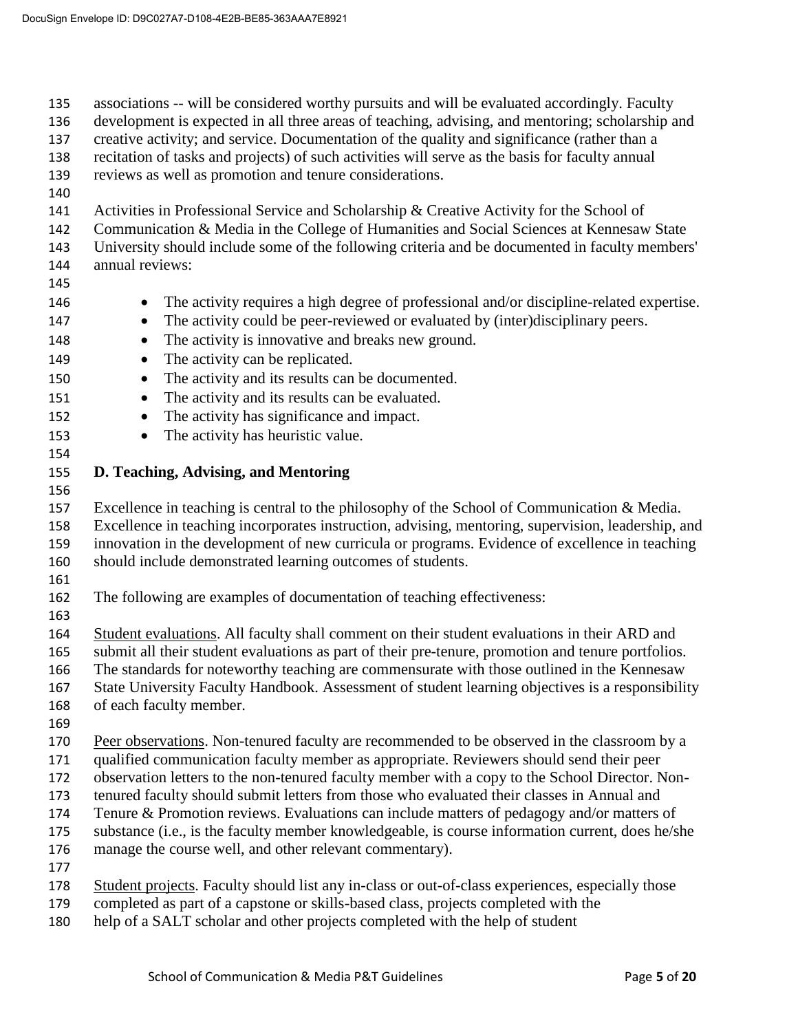associations -- will be considered worthy pursuits and will be evaluated accordingly. Faculty development is expected in all three areas of teaching, advising, and mentoring; scholarship and creative activity; and service. Documentation of the quality and significance (rather than a recitation of tasks and projects) of such activities will serve as the basis for faculty annual reviews as well as promotion and tenure considerations.

Activities in Professional Service and Scholarship & Creative Activity for the School of Communication & Media in the College of Humanities and Social Sciences at Kennesaw State University should include some of the following criteria and be documented in faculty members' annual reviews:

- The activity requires a high degree of professional and/or discipline-related expertise.
- The activity could be peer-reviewed or evaluated by (inter)disciplinary peers.
- The activity is innovative and breaks new ground.
- The activity can be replicated.
- The activity and its results can be documented.
- The activity and its results can be evaluated.
- The activity has significance and impact.
- The activity has heuristic value.

## D. Teaching, Advising, and Mentoring

Excellence in teaching is central to the philosophy of the School of Communication & Media. Excellence in teaching incorporates instruction, advising, mentoring, supervision, leadership, and innovation in the development of new curricula or programs. Evidence of excellence in teaching should include demonstrated learning outcomes of students.

The following are examples of documentation of teaching effectiveness:

Student evaluations. All faculty shall comment on their student evaluations in their ARD and submit all their student evaluations as part of their pre-tenure, promotion and tenure portfolios. The standards for noteworthy teaching are commensurate with those outlined in the Kennesaw State University Faculty Handbook. Assessment of student learning objectives is a responsibility of each faculty member.

Peer observations. Non-tenured faculty are recommended to be observed in the classroom by a qualified communication faculty member as appropriate. Reviewers should send their peer observation letters to the non-tenured faculty member with a copy to the School Director. Non-tenured faculty should submit letters from those who evaluated their classes in Annual and Tenure & Promotion reviews. Evaluations can include matters of pedagogy and/or matters of substance (i.e., is the faculty member knowledgeable, is course information current, does he/she manage the course well, and other relevant commentary).

Student projects. Faculty should list any in-class or out-of-class experiences, especially those completed as part of a capstone or skills-based class, projects completed with the help of a SALT scholar and other projects completed with the help of student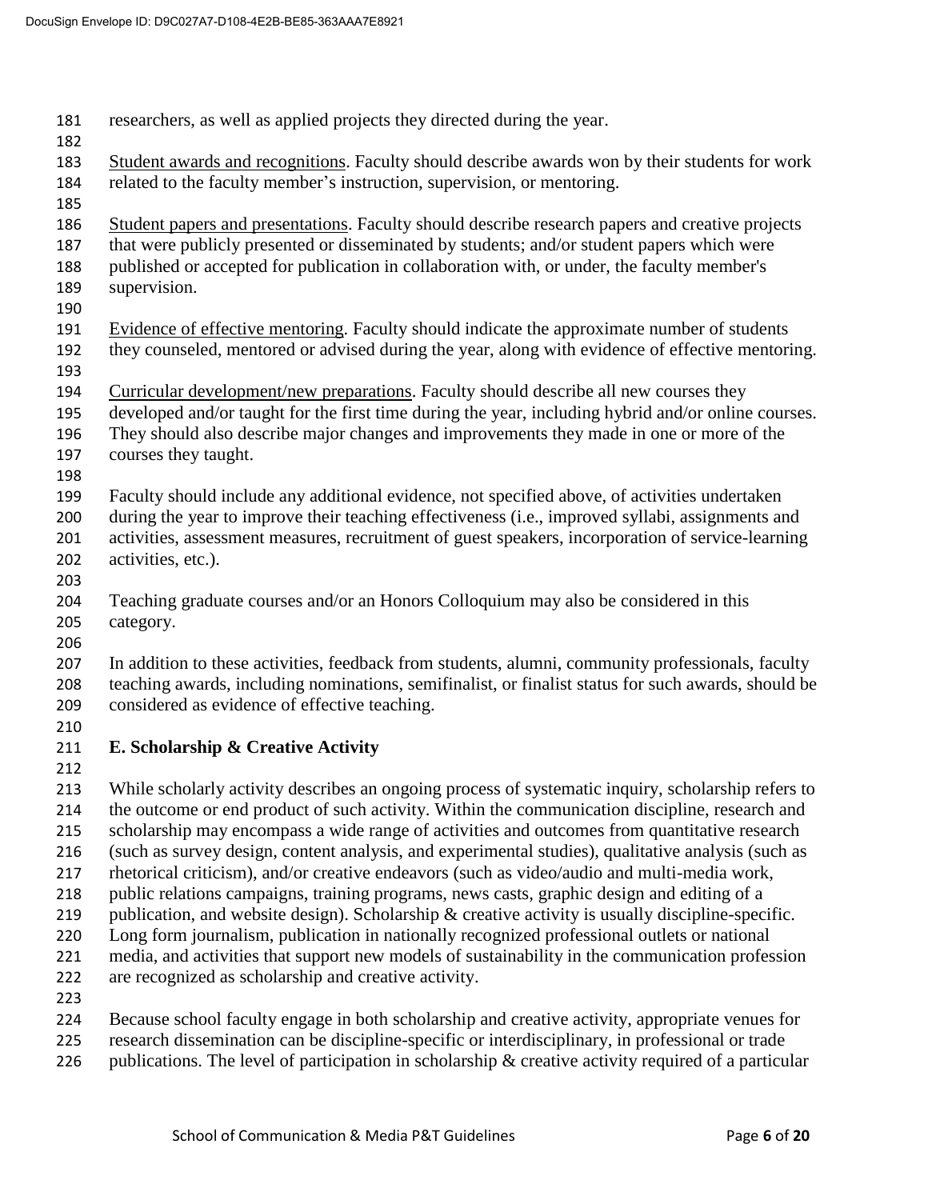researchers, as well as applied projects they directed during the year.

<u>Student awards and recognitions</u>. Faculty should describe awards won by their students for work related to the faculty member's instruction, supervision, or mentoring.

<u>Student papers and presentations</u>. Faculty should describe research papers and creative projects that were publicly presented or disseminated by students; and/or student papers which were published or accepted for publication in collaboration with, or under, the faculty member's supervision.

<u>Evidence of effective mentoring</u>. Faculty should indicate the approximate number of students they counseled, mentored or advised during the year, along with evidence of effective mentoring.

<u>Curricular development/new preparations</u>. Faculty should describe all new courses they developed and/or taught for the first time during the year, including hybrid and/or online courses. They should also describe major changes and improvements they made in one or more of the courses they taught.

Faculty should include any additional evidence, not specified above, of activities undertaken during the year to improve their teaching effectiveness (i.e., improved syllabi, assignments and activities, assessment measures, recruitment of guest speakers, incorporation of service-learning activities, etc.).

Teaching graduate courses and/or an Honors Colloquium may also be considered in this category.

In addition to these activities, feedback from students, alumni, community professionals, faculty teaching awards, including nominations, semifinalist, or finalist status for such awards, should be considered as evidence of effective teaching.

## E. Scholarship & Creative Activity

While scholarly activity describes an ongoing process of systematic inquiry, scholarship refers to the outcome or end product of such activity. Within the communication discipline, research and scholarship may encompass a wide range of activities and outcomes from quantitative research (such as survey design, content analysis, and experimental studies), qualitative analysis (such as rhetorical criticism), and/or creative endeavors (such as video/audio and multi-media work, public relations campaigns, training programs, news casts, graphic design and editing of a publication, and website design). Scholarship & creative activity is usually discipline-specific. Long form journalism, publication in nationally recognized professional outlets or national media, and activities that support new models of sustainability in the communication profession are recognized as scholarship and creative activity.

Because school faculty engage in both scholarship and creative activity, appropriate venues for research dissemination can be discipline-specific or interdisciplinary, in professional or trade publications. The level of participation in scholarship & creative activity required of a particular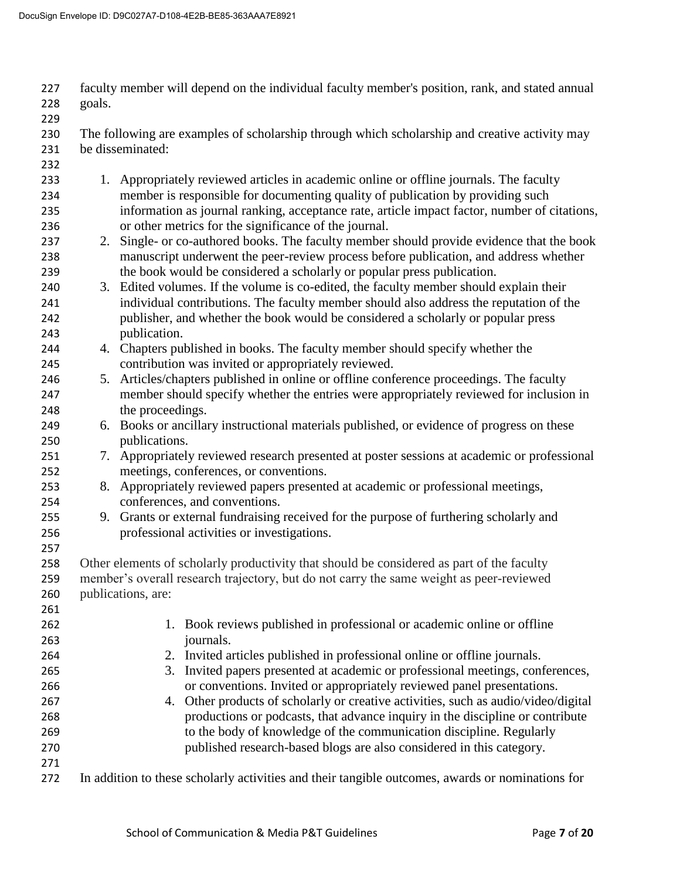faculty member will depend on the individual faculty member's position, rank, and stated annual goals.

The following are examples of scholarship through which scholarship and creative activity may be disseminated:

1. Appropriately reviewed articles in academic online or offline journals. The faculty member is responsible for documenting quality of publication by providing such information as journal ranking, acceptance rate, article impact factor, number of citations, or other metrics for the significance of the journal.
2. Single- or co-authored books. The faculty member should provide evidence that the book manuscript underwent the peer-review process before publication, and address whether the book would be considered a scholarly or popular press publication.
3. Edited volumes. If the volume is co-edited, the faculty member should explain their individual contributions. The faculty member should also address the reputation of the publisher, and whether the book would be considered a scholarly or popular press publication.
4. Chapters published in books. The faculty member should specify whether the contribution was invited or appropriately reviewed.
5. Articles/chapters published in online or offline conference proceedings. The faculty member should specify whether the entries were appropriately reviewed for inclusion in the proceedings.
6. Books or ancillary instructional materials published, or evidence of progress on these publications.
7. Appropriately reviewed research presented at poster sessions at academic or professional meetings, conferences, or conventions.
8. Appropriately reviewed papers presented at academic or professional meetings, conferences, and conventions.
9. Grants or external fundraising received for the purpose of furthering scholarly and professional activities or investigations.

Other elements of scholarly productivity that should be considered as part of the faculty member's overall research trajectory, but do not carry the same weight as peer-reviewed publications, are:

1. Book reviews published in professional or academic online or offline journals.
2. Invited articles published in professional online or offline journals.
3. Invited papers presented at academic or professional meetings, conferences, or conventions. Invited or appropriately reviewed panel presentations.
4. Other products of scholarly or creative activities, such as audio/video/digital productions or podcasts, that advance inquiry in the discipline or contribute to the body of knowledge of the communication discipline. Regularly published research-based blogs are also considered in this category.

In addition to these scholarly activities and their tangible outcomes, awards or nominations for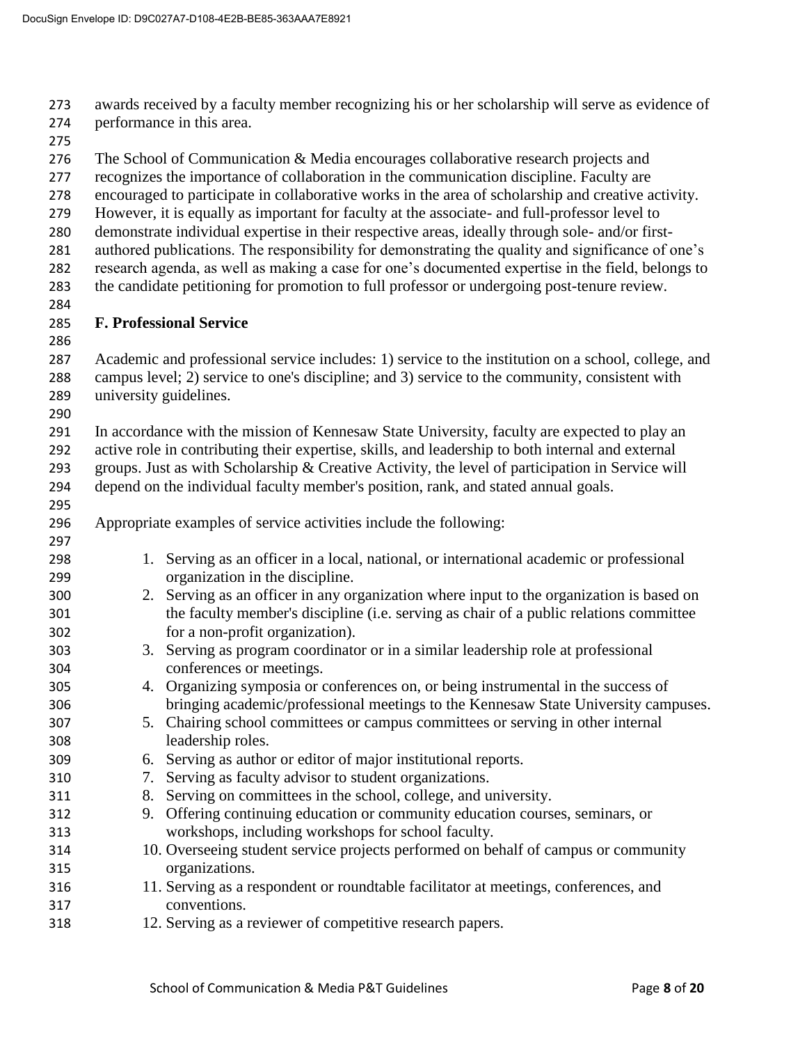awards received by a faculty member recognizing his or her scholarship will serve as evidence of performance in this area.

The School of Communication & Media encourages collaborative research projects and recognizes the importance of collaboration in the communication discipline. Faculty are encouraged to participate in collaborative works in the area of scholarship and creative activity. However, it is equally as important for faculty at the associate- and full-professor level to demonstrate individual expertise in their respective areas, ideally through sole- and/or first-authored publications. The responsibility for demonstrating the quality and significance of one's research agenda, as well as making a case for one's documented expertise in the field, belongs to the candidate petitioning for promotion to full professor or undergoing post-tenure review.

### F. Professional Service

Academic and professional service includes: 1) service to the institution on a school, college, and campus level; 2) service to one's discipline; and 3) service to the community, consistent with university guidelines.

In accordance with the mission of Kennesaw State University, faculty are expected to play an active role in contributing their expertise, skills, and leadership to both internal and external groups. Just as with Scholarship & Creative Activity, the level of participation in Service will depend on the individual faculty member's position, rank, and stated annual goals.

Appropriate examples of service activities include the following:

1. Serving as an officer in a local, national, or international academic or professional organization in the discipline.
2. Serving as an officer in any organization where input to the organization is based on the faculty member's discipline (i.e. serving as chair of a public relations committee for a non-profit organization).
3. Serving as program coordinator or in a similar leadership role at professional conferences or meetings.
4. Organizing symposia or conferences on, or being instrumental in the success of bringing academic/professional meetings to the Kennesaw State University campuses.
5. Chairing school committees or campus committees or serving in other internal leadership roles.
6. Serving as author or editor of major institutional reports.
7. Serving as faculty advisor to student organizations.
8. Serving on committees in the school, college, and university.
9. Offering continuing education or community education courses, seminars, or workshops, including workshops for school faculty.
10. Overseeing student service projects performed on behalf of campus or community organizations.
11. Serving as a respondent or roundtable facilitator at meetings, conferences, and conventions.
12. Serving as a reviewer of competitive research papers.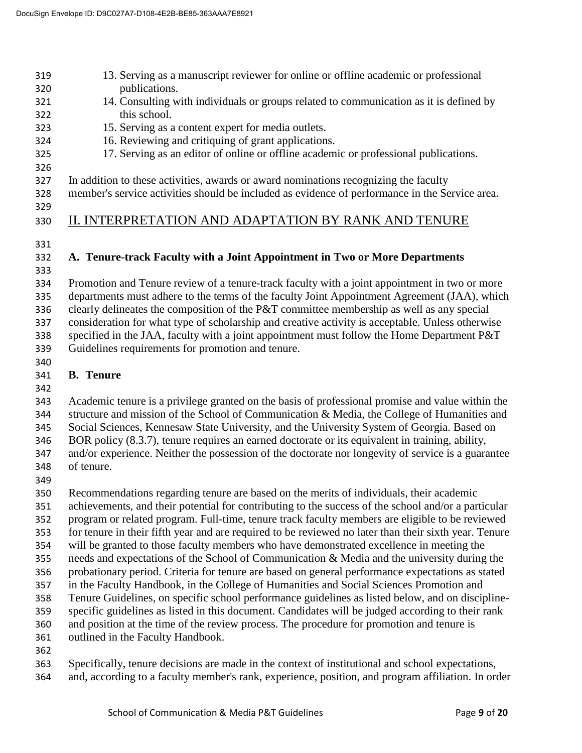13. Serving as a manuscript reviewer for online or offline academic or professional publications.
14. Consulting with individuals or groups related to communication as it is defined by this school.
15. Serving as a content expert for media outlets.
16. Reviewing and critiquing of grant applications.
17. Serving as an editor of online or offline academic or professional publications.

In addition to these activities, awards or award nominations recognizing the faculty member's service activities should be included as evidence of performance in the Service area.

## II. INTERPRETATION AND ADAPTATION BY RANK AND TENURE

### A. Tenure-track Faculty with a Joint Appointment in Two or More Departments

Promotion and Tenure review of a tenure-track faculty with a joint appointment in two or more departments must adhere to the terms of the faculty Joint Appointment Agreement (JAA), which clearly delineates the composition of the P&T committee membership as well as any special consideration for what type of scholarship and creative activity is acceptable. Unless otherwise specified in the JAA, faculty with a joint appointment must follow the Home Department P&T Guidelines requirements for promotion and tenure.

### B. Tenure

Academic tenure is a privilege granted on the basis of professional promise and value within the structure and mission of the School of Communication & Media, the College of Humanities and Social Sciences, Kennesaw State University, and the University System of Georgia. Based on BOR policy (8.3.7), tenure requires an earned doctorate or its equivalent in training, ability, and/or experience. Neither the possession of the doctorate nor longevity of service is a guarantee of tenure.

Recommendations regarding tenure are based on the merits of individuals, their academic achievements, and their potential for contributing to the success of the school and/or a particular program or related program. Full-time, tenure track faculty members are eligible to be reviewed for tenure in their fifth year and are required to be reviewed no later than their sixth year. Tenure will be granted to those faculty members who have demonstrated excellence in meeting the needs and expectations of the School of Communication & Media and the university during the probationary period. Criteria for tenure are based on general performance expectations as stated in the Faculty Handbook, in the College of Humanities and Social Sciences Promotion and Tenure Guidelines, on specific school performance guidelines as listed below, and on discipline-specific guidelines as listed in this document. Candidates will be judged according to their rank and position at the time of the review process. The procedure for promotion and tenure is outlined in the Faculty Handbook.

Specifically, tenure decisions are made in the context of institutional and school expectations, and, according to a faculty member's rank, experience, position, and program affiliation. In order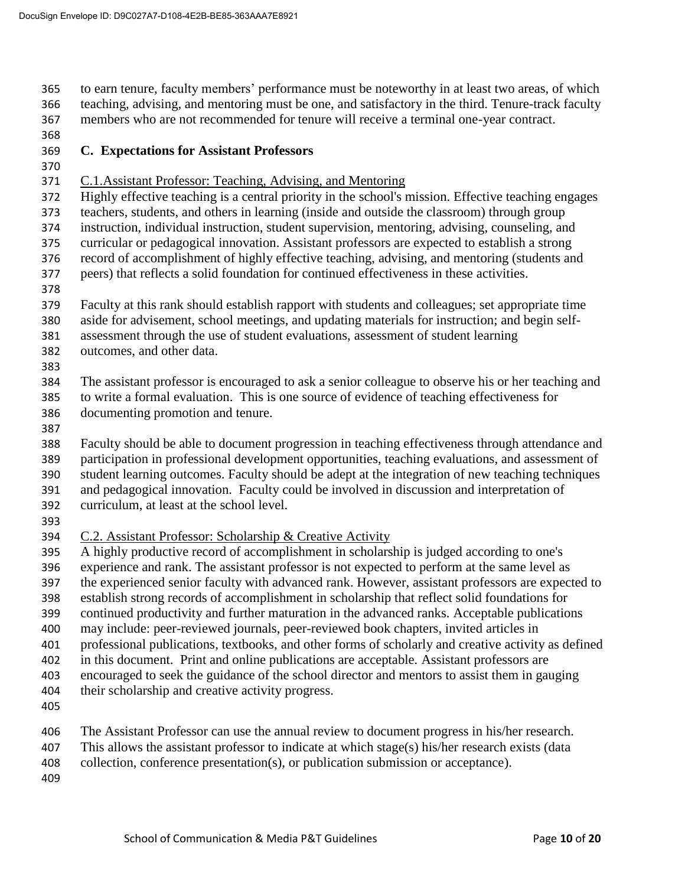to earn tenure, faculty members' performance must be noteworthy in at least two areas, of which teaching, advising, and mentoring must be one, and satisfactory in the third. Tenure-track faculty members who are not recommended for tenure will receive a terminal one-year contract.

## C. Expectations for Assistant Professors

C.1. Assistant Professor: Teaching, Advising, and Mentoring

Highly effective teaching is a central priority in the school's mission. Effective teaching engages teachers, students, and others in learning (inside and outside the classroom) through group instruction, individual instruction, student supervision, mentoring, advising, counseling, and curricular or pedagogical innovation. Assistant professors are expected to establish a strong record of accomplishment of highly effective teaching, advising, and mentoring (students and peers) that reflects a solid foundation for continued effectiveness in these activities.

Faculty at this rank should establish rapport with students and colleagues; set appropriate time aside for advisement, school meetings, and updating materials for instruction; and begin self-assessment through the use of student evaluations, assessment of student learning outcomes, and other data.

The assistant professor is encouraged to ask a senior colleague to observe his or her teaching and to write a formal evaluation. This is one source of evidence of teaching effectiveness for documenting promotion and tenure.

Faculty should be able to document progression in teaching effectiveness through attendance and participation in professional development opportunities, teaching evaluations, and assessment of student learning outcomes. Faculty should be adept at the integration of new teaching techniques and pedagogical innovation. Faculty could be involved in discussion and interpretation of curriculum, at least at the school level.

C.2. Assistant Professor: Scholarship & Creative Activity

A highly productive record of accomplishment in scholarship is judged according to one's experience and rank. The assistant professor is not expected to perform at the same level as the experienced senior faculty with advanced rank. However, assistant professors are expected to establish strong records of accomplishment in scholarship that reflect solid foundations for continued productivity and further maturation in the advanced ranks. Acceptable publications may include: peer-reviewed journals, peer-reviewed book chapters, invited articles in professional publications, textbooks, and other forms of scholarly and creative activity as defined in this document. Print and online publications are acceptable. Assistant professors are encouraged to seek the guidance of the school director and mentors to assist them in gauging their scholarship and creative activity progress.

The Assistant Professor can use the annual review to document progress in his/her research. This allows the assistant professor to indicate at which stage(s) his/her research exists (data collection, conference presentation(s), or publication submission or acceptance).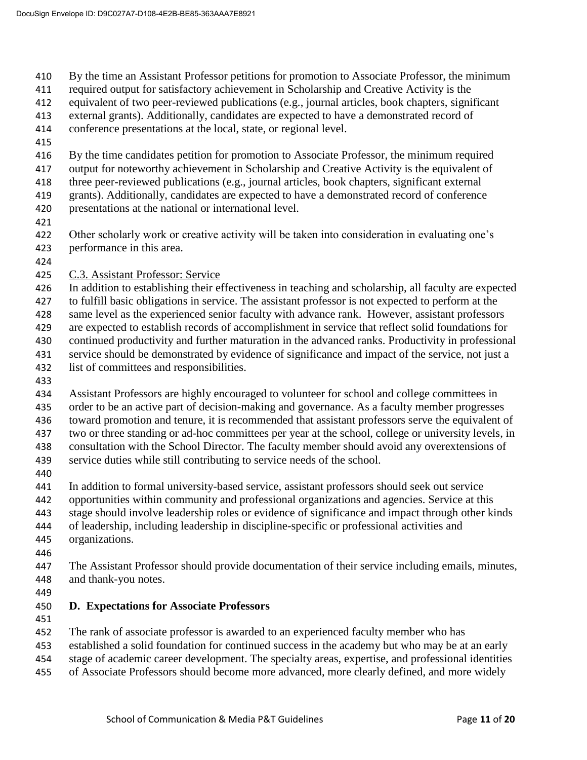By the time an Assistant Professor petitions for promotion to Associate Professor, the minimum required output for satisfactory achievement in Scholarship and Creative Activity is the equivalent of two peer-reviewed publications (e.g., journal articles, book chapters, significant external grants). Additionally, candidates are expected to have a demonstrated record of conference presentations at the local, state, or regional level.

By the time candidates petition for promotion to Associate Professor, the minimum required output for noteworthy achievement in Scholarship and Creative Activity is the equivalent of three peer-reviewed publications (e.g., journal articles, book chapters, significant external grants). Additionally, candidates are expected to have a demonstrated record of conference presentations at the national or international level.

Other scholarly work or creative activity will be taken into consideration in evaluating one's performance in this area.

C.3. Assistant Professor: Service

In addition to establishing their effectiveness in teaching and scholarship, all faculty are expected to fulfill basic obligations in service. The assistant professor is not expected to perform at the same level as the experienced senior faculty with advance rank. However, assistant professors are expected to establish records of accomplishment in service that reflect solid foundations for continued productivity and further maturation in the advanced ranks. Productivity in professional service should be demonstrated by evidence of significance and impact of the service, not just a list of committees and responsibilities.

Assistant Professors are highly encouraged to volunteer for school and college committees in order to be an active part of decision-making and governance. As a faculty member progresses toward promotion and tenure, it is recommended that assistant professors serve the equivalent of two or three standing or ad-hoc committees per year at the school, college or university levels, in consultation with the School Director. The faculty member should avoid any overextensions of service duties while still contributing to service needs of the school.

In addition to formal university-based service, assistant professors should seek out service opportunities within community and professional organizations and agencies. Service at this stage should involve leadership roles or evidence of significance and impact through other kinds of leadership, including leadership in discipline-specific or professional activities and organizations.

The Assistant Professor should provide documentation of their service including emails, minutes, and thank-you notes.

## D. Expectations for Associate Professors

The rank of associate professor is awarded to an experienced faculty member who has established a solid foundation for continued success in the academy but who may be at an early stage of academic career development. The specialty areas, expertise, and professional identities of Associate Professors should become more advanced, more clearly defined, and more widely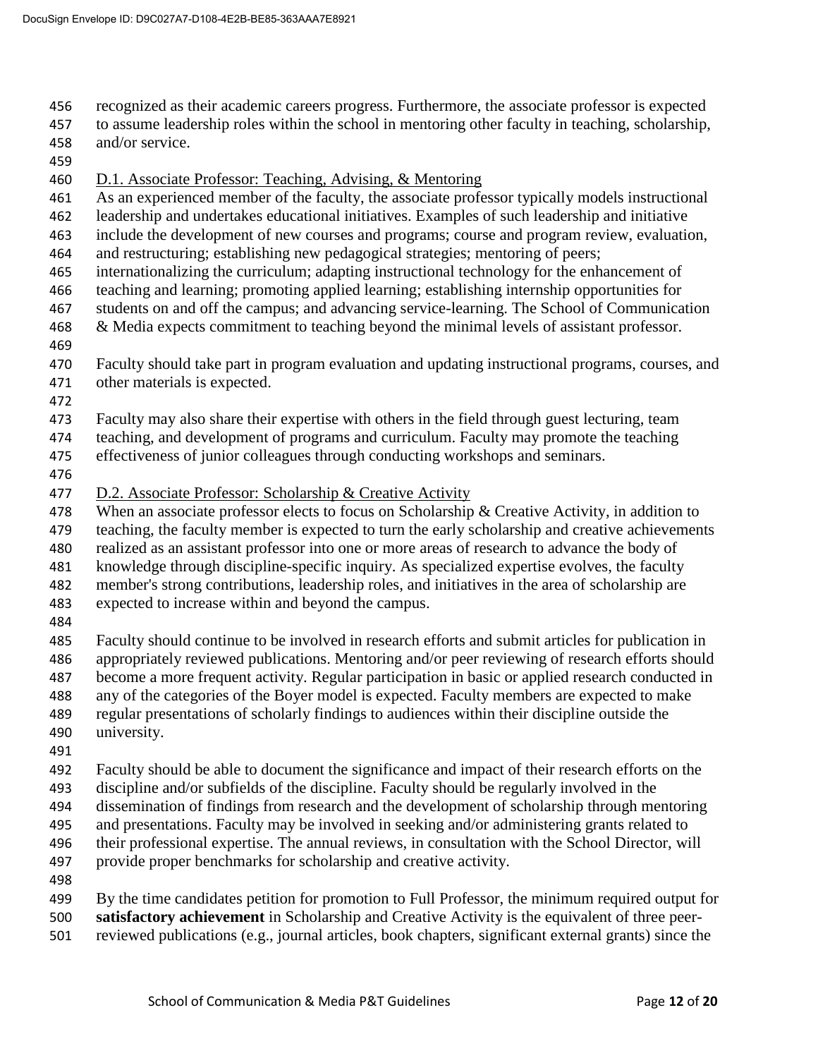recognized as their academic careers progress. Furthermore, the associate professor is expected to assume leadership roles within the school in mentoring other faculty in teaching, scholarship, and/or service.

D.1. Associate Professor: Teaching, Advising, & Mentoring

As an experienced member of the faculty, the associate professor typically models instructional leadership and undertakes educational initiatives. Examples of such leadership and initiative include the development of new courses and programs; course and program review, evaluation, and restructuring; establishing new pedagogical strategies; mentoring of peers; internationalizing the curriculum; adapting instructional technology for the enhancement of teaching and learning; promoting applied learning; establishing internship opportunities for students on and off the campus; and advancing service-learning. The School of Communication & Media expects commitment to teaching beyond the minimal levels of assistant professor.

Faculty should take part in program evaluation and updating instructional programs, courses, and other materials is expected.

Faculty may also share their expertise with others in the field through guest lecturing, team teaching, and development of programs and curriculum. Faculty may promote the teaching effectiveness of junior colleagues through conducting workshops and seminars.

D.2. Associate Professor: Scholarship & Creative Activity

When an associate professor elects to focus on Scholarship & Creative Activity, in addition to teaching, the faculty member is expected to turn the early scholarship and creative achievements realized as an assistant professor into one or more areas of research to advance the body of knowledge through discipline-specific inquiry. As specialized expertise evolves, the faculty member's strong contributions, leadership roles, and initiatives in the area of scholarship are expected to increase within and beyond the campus.

Faculty should continue to be involved in research efforts and submit articles for publication in appropriately reviewed publications. Mentoring and/or peer reviewing of research efforts should become a more frequent activity. Regular participation in basic or applied research conducted in any of the categories of the Boyer model is expected. Faculty members are expected to make regular presentations of scholarly findings to audiences within their discipline outside the university.

Faculty should be able to document the significance and impact of their research efforts on the discipline and/or subfields of the discipline. Faculty should be regularly involved in the dissemination of findings from research and the development of scholarship through mentoring and presentations. Faculty may be involved in seeking and/or administering grants related to their professional expertise. The annual reviews, in consultation with the School Director, will provide proper benchmarks for scholarship and creative activity.

By the time candidates petition for promotion to Full Professor, the minimum required output for **satisfactory achievement** in Scholarship and Creative Activity is the equivalent of three peer-reviewed publications (e.g., journal articles, book chapters, significant external grants) since the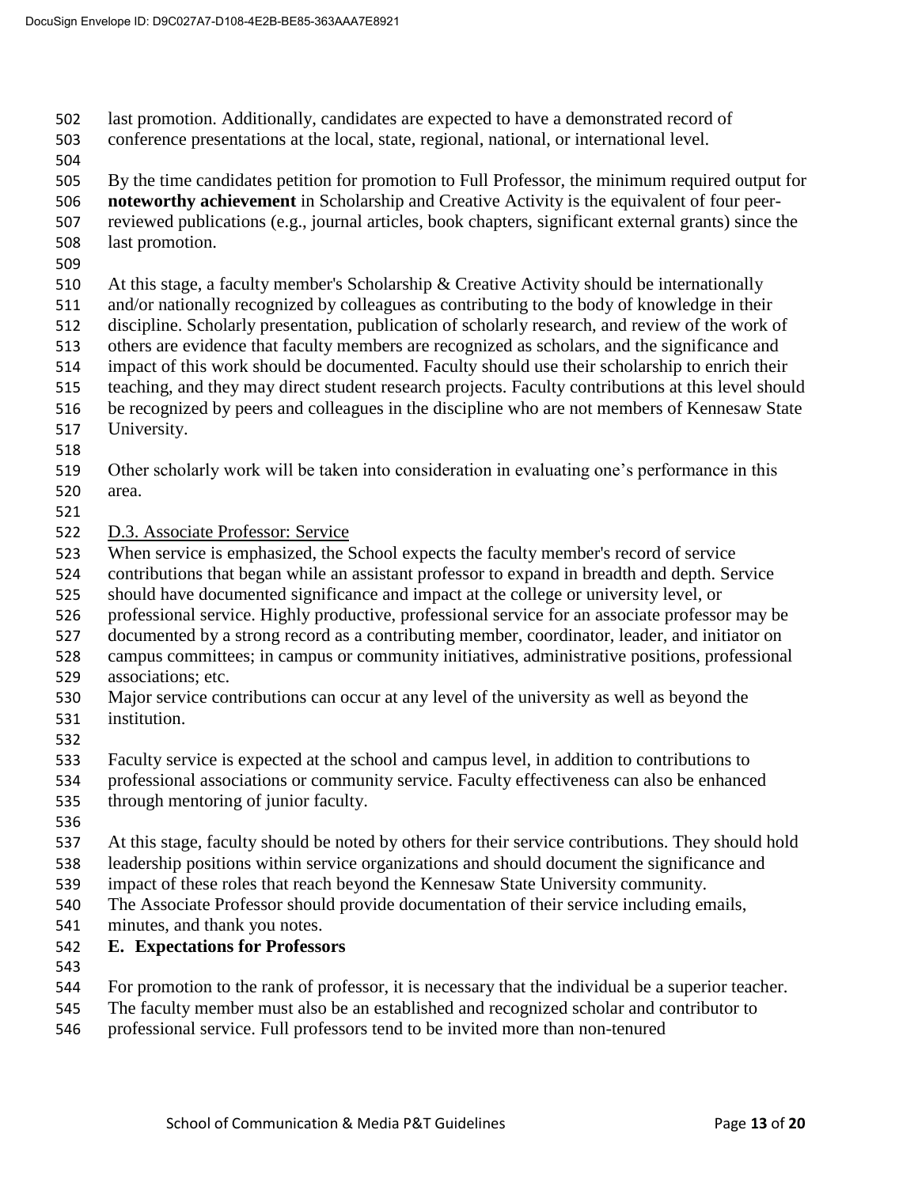last promotion. Additionally, candidates are expected to have a demonstrated record of conference presentations at the local, state, regional, national, or international level.

By the time candidates petition for promotion to Full Professor, the minimum required output for **noteworthy achievement** in Scholarship and Creative Activity is the equivalent of four peer-reviewed publications (e.g., journal articles, book chapters, significant external grants) since the last promotion.

At this stage, a faculty member's Scholarship & Creative Activity should be internationally and/or nationally recognized by colleagues as contributing to the body of knowledge in their discipline. Scholarly presentation, publication of scholarly research, and review of the work of others are evidence that faculty members are recognized as scholars, and the significance and impact of this work should be documented. Faculty should use their scholarship to enrich their teaching, and they may direct student research projects. Faculty contributions at this level should be recognized by peers and colleagues in the discipline who are not members of Kennesaw State University.

Other scholarly work will be taken into consideration in evaluating one's performance in this area.

D.3. Associate Professor: Service

When service is emphasized, the School expects the faculty member's record of service contributions that began while an assistant professor to expand in breadth and depth. Service should have documented significance and impact at the college or university level, or professional service. Highly productive, professional service for an associate professor may be documented by a strong record as a contributing member, coordinator, leader, and initiator on campus committees; in campus or community initiatives, administrative positions, professional associations; etc.

Major service contributions can occur at any level of the university as well as beyond the institution.

Faculty service is expected at the school and campus level, in addition to contributions to professional associations or community service. Faculty effectiveness can also be enhanced through mentoring of junior faculty.

At this stage, faculty should be noted by others for their service contributions. They should hold leadership positions within service organizations and should document the significance and impact of these roles that reach beyond the Kennesaw State University community.

The Associate Professor should provide documentation of their service including emails, minutes, and thank you notes.

## E. Expectations for Professors

For promotion to the rank of professor, it is necessary that the individual be a superior teacher. The faculty member must also be an established and recognized scholar and contributor to professional service. Full professors tend to be invited more than non-tenured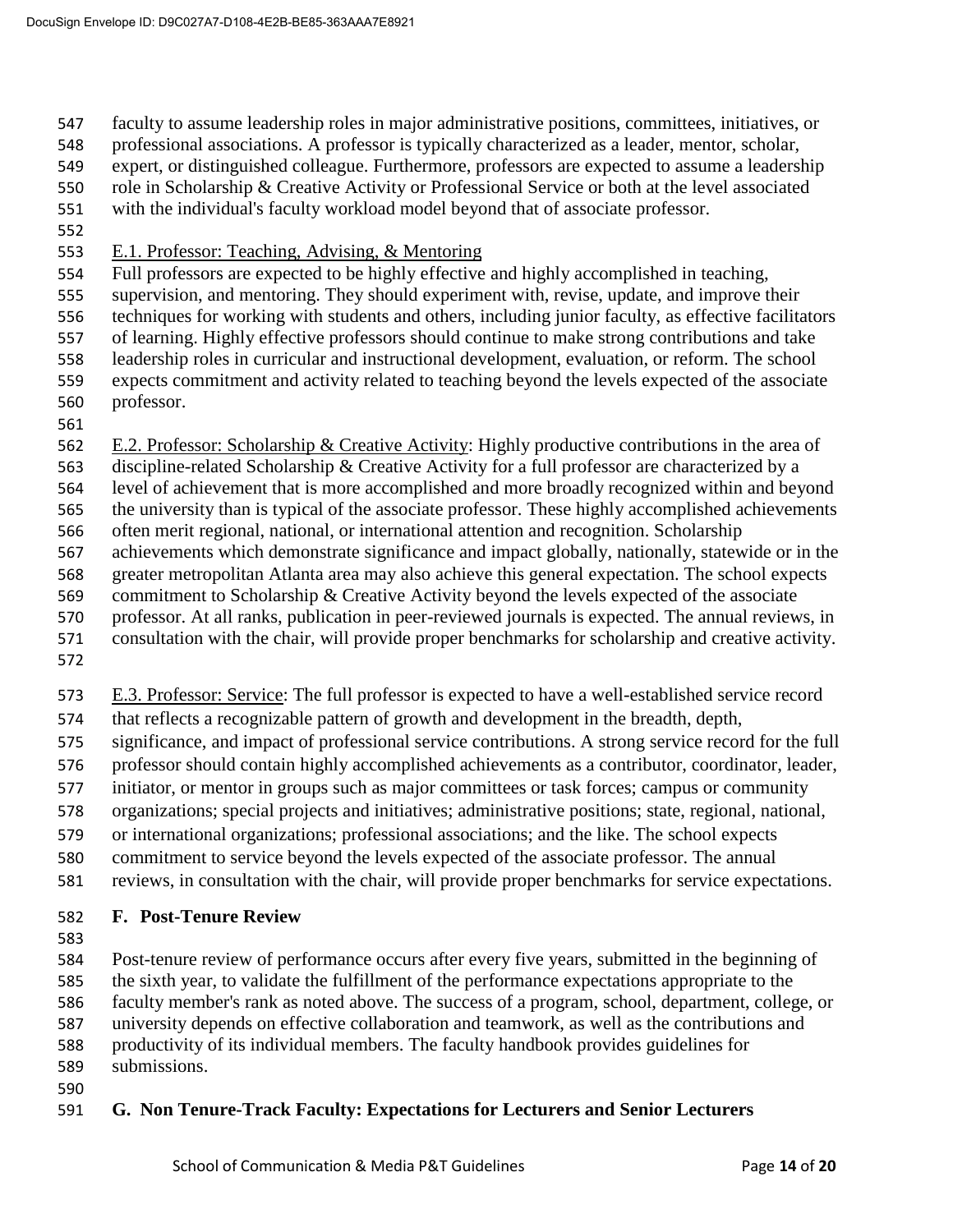faculty to assume leadership roles in major administrative positions, committees, initiatives, or professional associations. A professor is typically characterized as a leader, mentor, scholar, expert, or distinguished colleague. Furthermore, professors are expected to assume a leadership role in Scholarship & Creative Activity or Professional Service or both at the level associated with the individual's faculty workload model beyond that of associate professor.

E.1. Professor: Teaching, Advising, & Mentoring

Full professors are expected to be highly effective and highly accomplished in teaching, supervision, and mentoring. They should experiment with, revise, update, and improve their techniques for working with students and others, including junior faculty, as effective facilitators of learning. Highly effective professors should continue to make strong contributions and take leadership roles in curricular and instructional development, evaluation, or reform. The school expects commitment and activity related to teaching beyond the levels expected of the associate professor.

E.2. Professor: Scholarship & Creative Activity: Highly productive contributions in the area of discipline-related Scholarship & Creative Activity for a full professor are characterized by a level of achievement that is more accomplished and more broadly recognized within and beyond the university than is typical of the associate professor. These highly accomplished achievements often merit regional, national, or international attention and recognition. Scholarship achievements which demonstrate significance and impact globally, nationally, statewide or in the greater metropolitan Atlanta area may also achieve this general expectation. The school expects commitment to Scholarship & Creative Activity beyond the levels expected of the associate professor. At all ranks, publication in peer-reviewed journals is expected. The annual reviews, in consultation with the chair, will provide proper benchmarks for scholarship and creative activity.

E.3. Professor: Service: The full professor is expected to have a well-established service record that reflects a recognizable pattern of growth and development in the breadth, depth, significance, and impact of professional service contributions. A strong service record for the full professor should contain highly accomplished achievements as a contributor, coordinator, leader, initiator, or mentor in groups such as major committees or task forces; campus or community organizations; special projects and initiatives; administrative positions; state, regional, national, or international organizations; professional associations; and the like. The school expects commitment to service beyond the levels expected of the associate professor. The annual reviews, in consultation with the chair, will provide proper benchmarks for service expectations.

## F. Post-Tenure Review

Post-tenure review of performance occurs after every five years, submitted in the beginning of the sixth year, to validate the fulfillment of the performance expectations appropriate to the faculty member's rank as noted above. The success of a program, school, department, college, or university depends on effective collaboration and teamwork, as well as the contributions and productivity of its individual members. The faculty handbook provides guidelines for submissions.

## G. Non Tenure-Track Faculty: Expectations for Lecturers and Senior Lecturers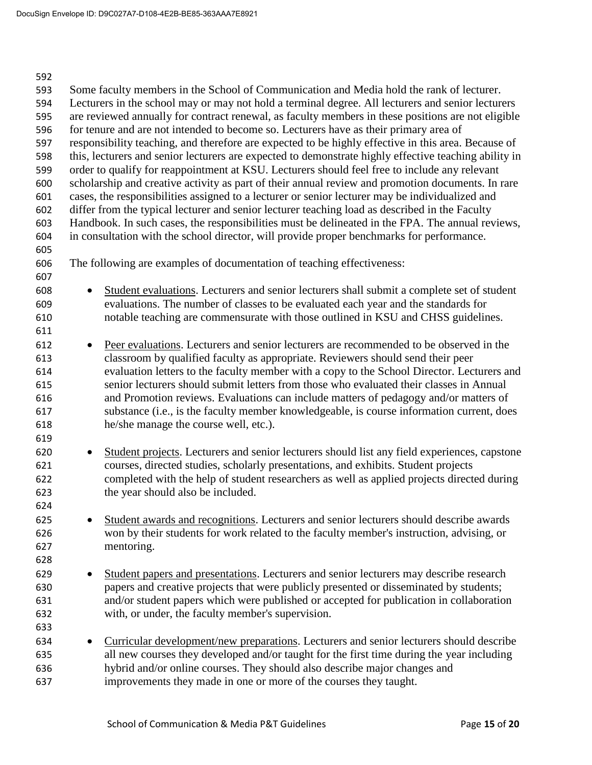Some faculty members in the School of Communication and Media hold the rank of lecturer. Lecturers in the school may or may not hold a terminal degree. All lecturers and senior lecturers are reviewed annually for contract renewal, as faculty members in these positions are not eligible for tenure and are not intended to become so. Lecturers have as their primary area of responsibility teaching, and therefore are expected to be highly effective in this area. Because of this, lecturers and senior lecturers are expected to demonstrate highly effective teaching ability in order to qualify for reappointment at KSU. Lecturers should feel free to include any relevant scholarship and creative activity as part of their annual review and promotion documents. In rare cases, the responsibilities assigned to a lecturer or senior lecturer may be individualized and differ from the typical lecturer and senior lecturer teaching load as described in the Faculty Handbook. In such cases, the responsibilities must be delineated in the FPA. The annual reviews, in consultation with the school director, will provide proper benchmarks for performance.

The following are examples of documentation of teaching effectiveness:

- Student evaluations. Lecturers and senior lecturers shall submit a complete set of student evaluations. The number of classes to be evaluated each year and the standards for notable teaching are commensurate with those outlined in KSU and CHSS guidelines.

- Peer evaluations. Lecturers and senior lecturers are recommended to be observed in the classroom by qualified faculty as appropriate. Reviewers should send their peer evaluation letters to the faculty member with a copy to the School Director. Lecturers and senior lecturers should submit letters from those who evaluated their classes in Annual and Promotion reviews. Evaluations can include matters of pedagogy and/or matters of substance (i.e., is the faculty member knowledgeable, is course information current, does he/she manage the course well, etc.).

- Student projects. Lecturers and senior lecturers should list any field experiences, capstone courses, directed studies, scholarly presentations, and exhibits. Student projects completed with the help of student researchers as well as applied projects directed during the year should also be included.

- Student awards and recognitions. Lecturers and senior lecturers should describe awards won by their students for work related to the faculty member's instruction, advising, or mentoring.

- Student papers and presentations. Lecturers and senior lecturers may describe research papers and creative projects that were publicly presented or disseminated by students; and/or student papers which were published or accepted for publication in collaboration with, or under, the faculty member's supervision.

- Curricular development/new preparations. Lecturers and senior lecturers should describe all new courses they developed and/or taught for the first time during the year including hybrid and/or online courses. They should also describe major changes and improvements they made in one or more of the courses they taught.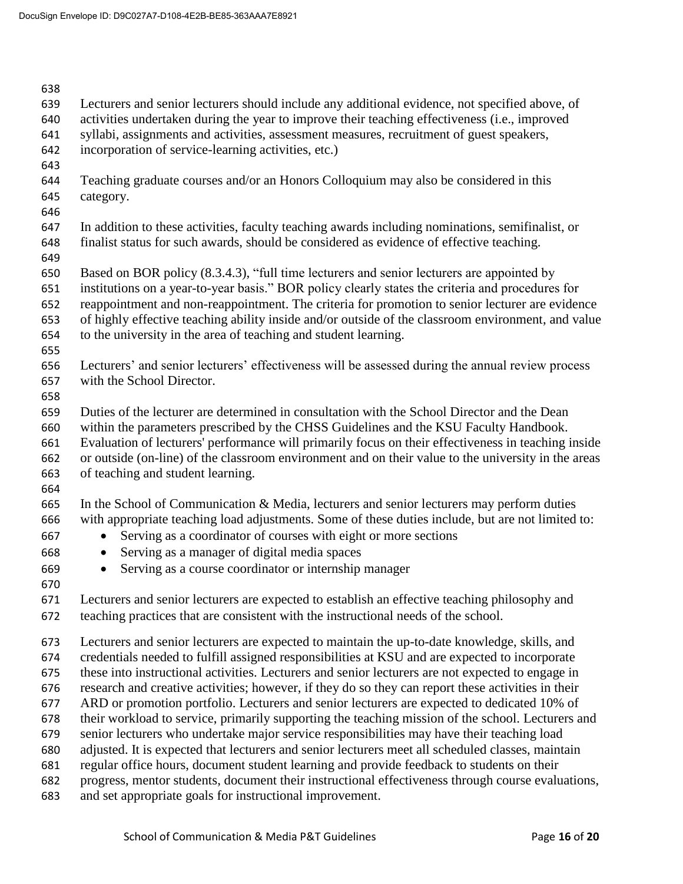Lecturers and senior lecturers should include any additional evidence, not specified above, of activities undertaken during the year to improve their teaching effectiveness (i.e., improved syllabi, assignments and activities, assessment measures, recruitment of guest speakers, incorporation of service-learning activities, etc.)

Teaching graduate courses and/or an Honors Colloquium may also be considered in this category.

In addition to these activities, faculty teaching awards including nominations, semifinalist, or finalist status for such awards, should be considered as evidence of effective teaching.

Based on BOR policy (8.3.4.3), "full time lecturers and senior lecturers are appointed by institutions on a year-to-year basis." BOR policy clearly states the criteria and procedures for reappointment and non-reappointment. The criteria for promotion to senior lecturer are evidence of highly effective teaching ability inside and/or outside of the classroom environment, and value to the university in the area of teaching and student learning.

Lecturers' and senior lecturers' effectiveness will be assessed during the annual review process with the School Director.

Duties of the lecturer are determined in consultation with the School Director and the Dean within the parameters prescribed by the CHSS Guidelines and the KSU Faculty Handbook. Evaluation of lecturers' performance will primarily focus on their effectiveness in teaching inside or outside (on-line) of the classroom environment and on their value to the university in the areas of teaching and student learning.

In the School of Communication & Media, lecturers and senior lecturers may perform duties with appropriate teaching load adjustments. Some of these duties include, but are not limited to:

- Serving as a coordinator of courses with eight or more sections
- Serving as a manager of digital media spaces
- Serving as a course coordinator or internship manager

Lecturers and senior lecturers are expected to establish an effective teaching philosophy and teaching practices that are consistent with the instructional needs of the school.

Lecturers and senior lecturers are expected to maintain the up-to-date knowledge, skills, and credentials needed to fulfill assigned responsibilities at KSU and are expected to incorporate these into instructional activities. Lecturers and senior lecturers are not expected to engage in research and creative activities; however, if they do so they can report these activities in their ARD or promotion portfolio. Lecturers and senior lecturers are expected to dedicated 10% of their workload to service, primarily supporting the teaching mission of the school. Lecturers and senior lecturers who undertake major service responsibilities may have their teaching load adjusted. It is expected that lecturers and senior lecturers meet all scheduled classes, maintain regular office hours, document student learning and provide feedback to students on their progress, mentor students, document their instructional effectiveness through course evaluations, and set appropriate goals for instructional improvement.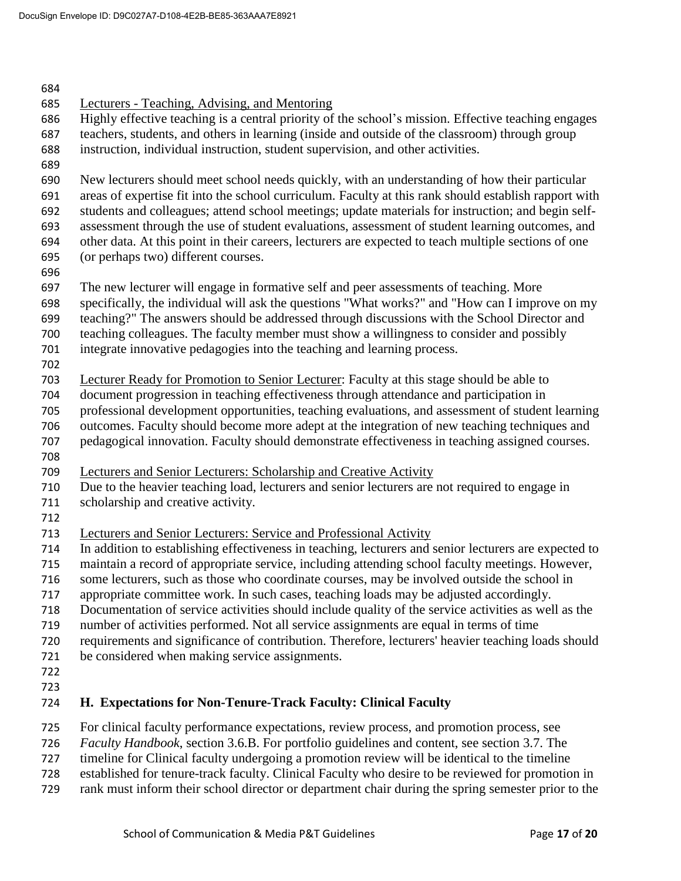Lecturers - Teaching, Advising, and Mentoring

Highly effective teaching is a central priority of the school's mission. Effective teaching engages teachers, students, and others in learning (inside and outside of the classroom) through group instruction, individual instruction, student supervision, and other activities.

New lecturers should meet school needs quickly, with an understanding of how their particular areas of expertise fit into the school curriculum. Faculty at this rank should establish rapport with students and colleagues; attend school meetings; update materials for instruction; and begin self-assessment through the use of student evaluations, assessment of student learning outcomes, and other data. At this point in their careers, lecturers are expected to teach multiple sections of one (or perhaps two) different courses.

The new lecturer will engage in formative self and peer assessments of teaching. More specifically, the individual will ask the questions "What works?" and "How can I improve on my teaching?" The answers should be addressed through discussions with the School Director and teaching colleagues. The faculty member must show a willingness to consider and possibly integrate innovative pedagogies into the teaching and learning process.

Lecturer Ready for Promotion to Senior Lecturer: Faculty at this stage should be able to document progression in teaching effectiveness through attendance and participation in professional development opportunities, teaching evaluations, and assessment of student learning outcomes. Faculty should become more adept at the integration of new teaching techniques and pedagogical innovation. Faculty should demonstrate effectiveness in teaching assigned courses.

Lecturers and Senior Lecturers: Scholarship and Creative Activity

Due to the heavier teaching load, lecturers and senior lecturers are not required to engage in scholarship and creative activity.

Lecturers and Senior Lecturers: Service and Professional Activity

In addition to establishing effectiveness in teaching, lecturers and senior lecturers are expected to maintain a record of appropriate service, including attending school faculty meetings. However, some lecturers, such as those who coordinate courses, may be involved outside the school in appropriate committee work. In such cases, teaching loads may be adjusted accordingly. Documentation of service activities should include quality of the service activities as well as the number of activities performed. Not all service assignments are equal in terms of time requirements and significance of contribution. Therefore, lecturers' heavier teaching loads should be considered when making service assignments.

### H. Expectations for Non-Tenure-Track Faculty: Clinical Faculty

For clinical faculty performance expectations, review process, and promotion process, see *Faculty Handbook*, section 3.6.B. For portfolio guidelines and content, see section 3.7. The timeline for Clinical faculty undergoing a promotion review will be identical to the timeline established for tenure-track faculty. Clinical Faculty who desire to be reviewed for promotion in rank must inform their school director or department chair during the spring semester prior to the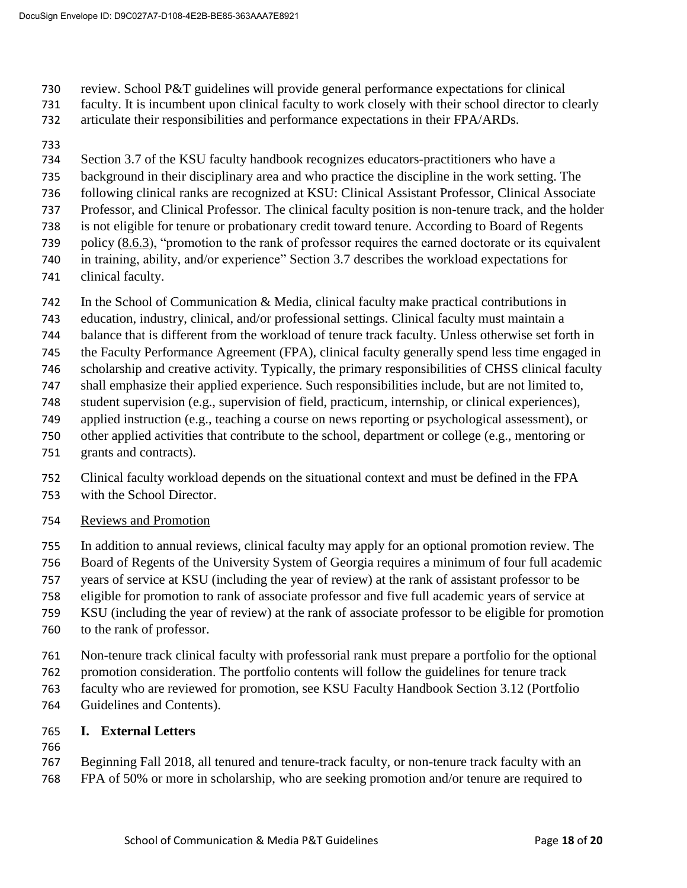review. School P&T guidelines will provide general performance expectations for clinical faculty. It is incumbent upon clinical faculty to work closely with their school director to clearly articulate their responsibilities and performance expectations in their FPA/ARDs.

Section 3.7 of the KSU faculty handbook recognizes educators-practitioners who have a background in their disciplinary area and who practice the discipline in the work setting. The following clinical ranks are recognized at KSU: Clinical Assistant Professor, Clinical Associate Professor, and Clinical Professor. The clinical faculty position is non-tenure track, and the holder is not eligible for tenure or probationary credit toward tenure. According to Board of Regents policy (8.6.3), "promotion to the rank of professor requires the earned doctorate or its equivalent in training, ability, and/or experience" Section 3.7 describes the workload expectations for clinical faculty.

In the School of Communication & Media, clinical faculty make practical contributions in education, industry, clinical, and/or professional settings. Clinical faculty must maintain a balance that is different from the workload of tenure track faculty. Unless otherwise set forth in the Faculty Performance Agreement (FPA), clinical faculty generally spend less time engaged in scholarship and creative activity. Typically, the primary responsibilities of CHSS clinical faculty shall emphasize their applied experience. Such responsibilities include, but are not limited to, student supervision (e.g., supervision of field, practicum, internship, or clinical experiences), applied instruction (e.g., teaching a course on news reporting or psychological assessment), or other applied activities that contribute to the school, department or college (e.g., mentoring or grants and contracts).

Clinical faculty workload depends on the situational context and must be defined in the FPA with the School Director.

Reviews and Promotion

In addition to annual reviews, clinical faculty may apply for an optional promotion review. The Board of Regents of the University System of Georgia requires a minimum of four full academic years of service at KSU (including the year of review) at the rank of assistant professor to be eligible for promotion to rank of associate professor and five full academic years of service at KSU (including the year of review) at the rank of associate professor to be eligible for promotion to the rank of professor.

Non-tenure track clinical faculty with professorial rank must prepare a portfolio for the optional promotion consideration. The portfolio contents will follow the guidelines for tenure track faculty who are reviewed for promotion, see KSU Faculty Handbook Section 3.12 (Portfolio Guidelines and Contents).

## I. External Letters

Beginning Fall 2018, all tenured and tenure-track faculty, or non-tenure track faculty with an FPA of 50% or more in scholarship, who are seeking promotion and/or tenure are required to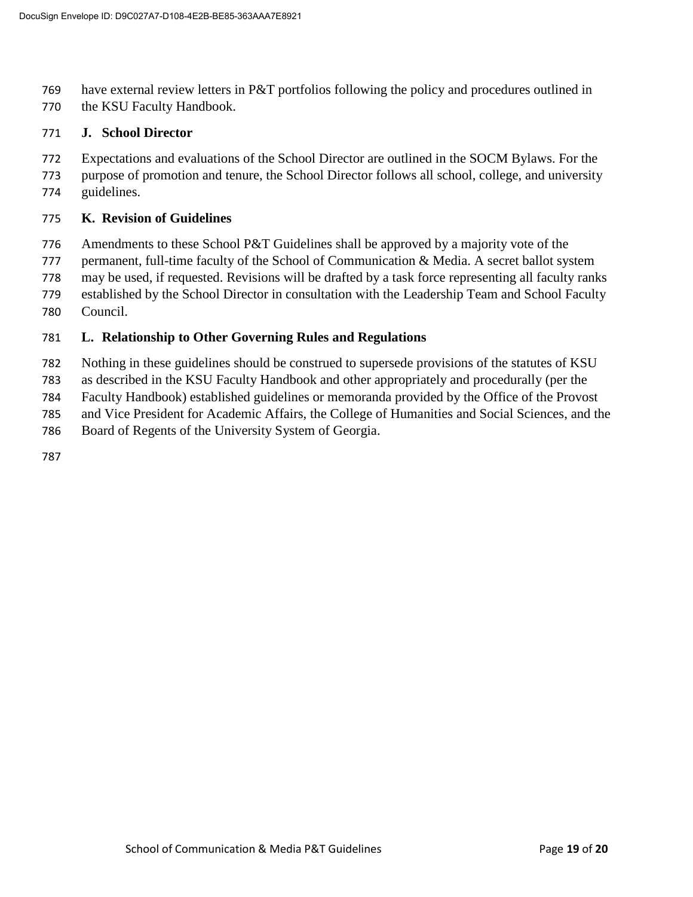have external review letters in P&T portfolios following the policy and procedures outlined in the KSU Faculty Handbook.

### J. School Director

Expectations and evaluations of the School Director are outlined in the SOCM Bylaws. For the purpose of promotion and tenure, the School Director follows all school, college, and university guidelines.

### K. Revision of Guidelines

Amendments to these School P&T Guidelines shall be approved by a majority vote of the permanent, full-time faculty of the School of Communication & Media. A secret ballot system may be used, if requested. Revisions will be drafted by a task force representing all faculty ranks established by the School Director in consultation with the Leadership Team and School Faculty Council.

### L. Relationship to Other Governing Rules and Regulations

Nothing in these guidelines should be construed to supersede provisions of the statutes of KSU as described in the KSU Faculty Handbook and other appropriately and procedurally (per the Faculty Handbook) established guidelines or memoranda provided by the Office of the Provost and Vice President for Academic Affairs, the College of Humanities and Social Sciences, and the Board of Regents of the University System of Georgia.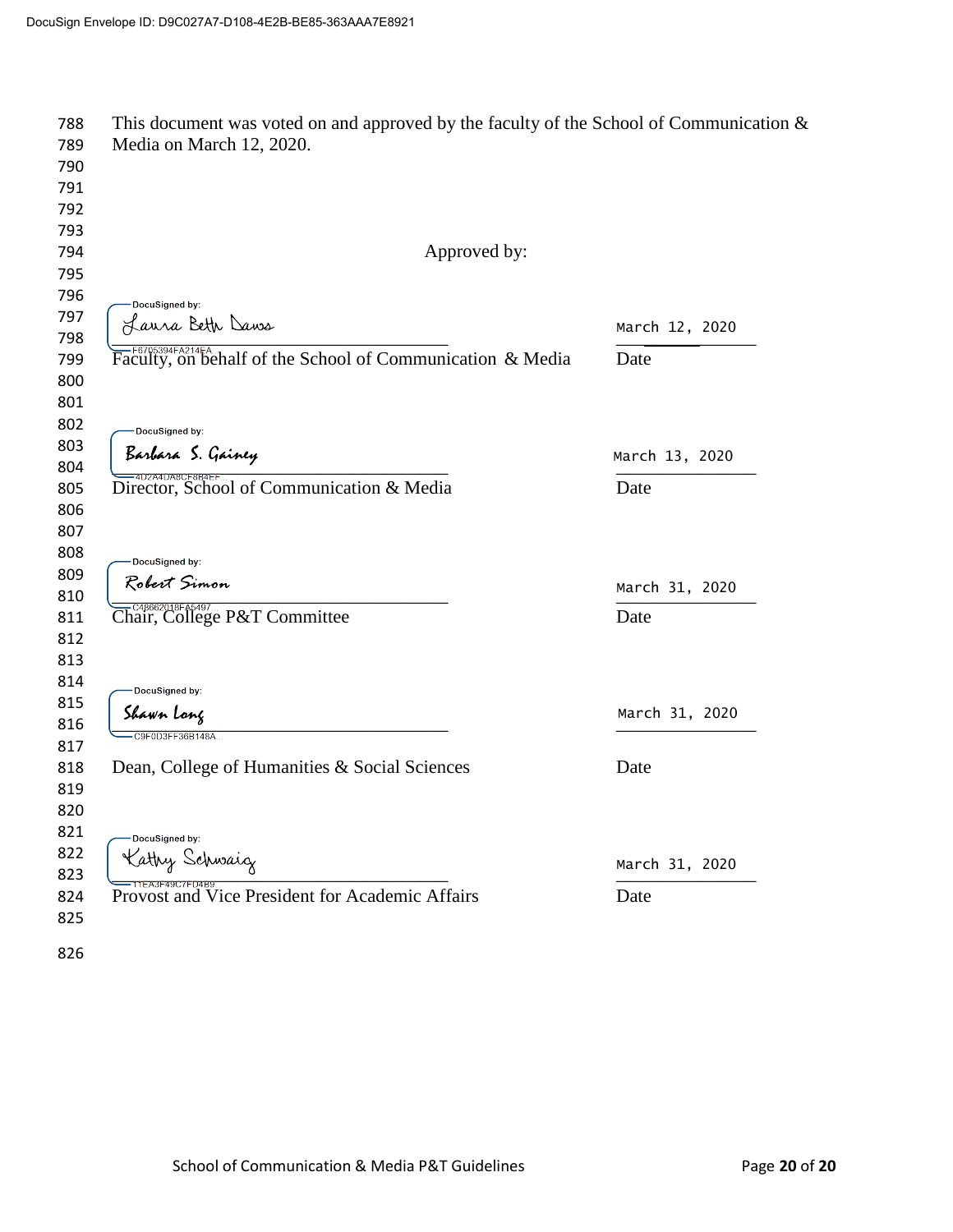This document was voted on and approved by the faculty of the School of Communication & Media on March 12, 2020.

Approved by:

DocuSigned by:
Laura Beth Daws
F6705394FA214EA...

Faculty, on behalf of the School of Communication & Media — Date: March 12, 2020

DocuSigned by:
Barbara S. Gainey
4D2A4DA8CF8B4EF...

Director, School of Communication & Media — Date: March 13, 2020

DocuSigned by:
Robert Simon
C48662018FA5497...

Chair, College P&T Committee — Date: March 31, 2020

DocuSigned by:
Shawn Long
C9F0D3FF36B148A...

Dean, College of Humanities & Social Sciences — Date: March 31, 2020

DocuSigned by:
Kathy Schwaig
11EA3F49C7FD4B9...

Provost and Vice President for Academic Affairs — Date: March 31, 2020